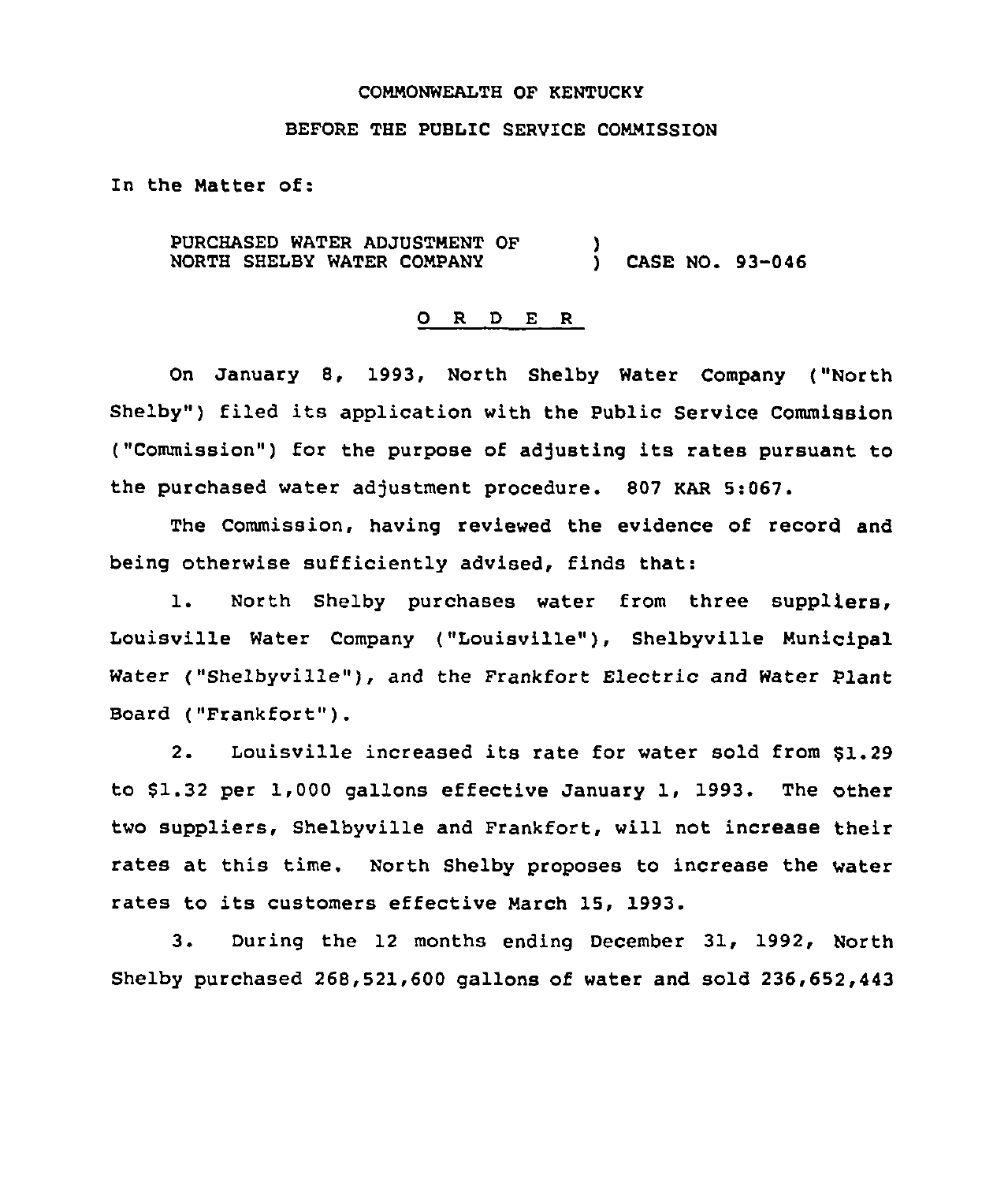COMMONWEALTH OF KENTUCKY

BEFORE THE PUBLIC SERVICE COMMISSION

In the Matter of:

PURCHASED WATER ADJUSTMENT OF NORTH SHELBY WATER COMPANY ) CASE NO. 93-046

## O R D E R

On January 8, 1993, North Shelby Water Company ("North Shelby") filed its application with the Public Service Commission ("Commission") for the purpose of adjusting its rates pursuant to the purchased water adjustment procedure. 807 KAR 5:067.

The Commission, having reviewed the evidence of record and being otherwise sufficiently advised, finds that:

1. North Shelby purchases water from three suppliers, Louisville Water Company ("Louisville"), Shelbyville Municipal Water ("Shelbyville"), and the Frankfort Electric and Water Plant Board ("Frankfort").

2. Louisville increased its rate for water sold from $1.29 to $1.32 per 1,000 gallons effective January 1, 1993. The other two suppliers, Shelbyville and Frankfort, will not increase their rates at this time. North Shelby proposes to increase the water rates to its customers effective March 15, 1993.

3. During the 12 months ending December 31, 1992, North Shelby purchased 268,521,600 gallons of water and sold 236,652,443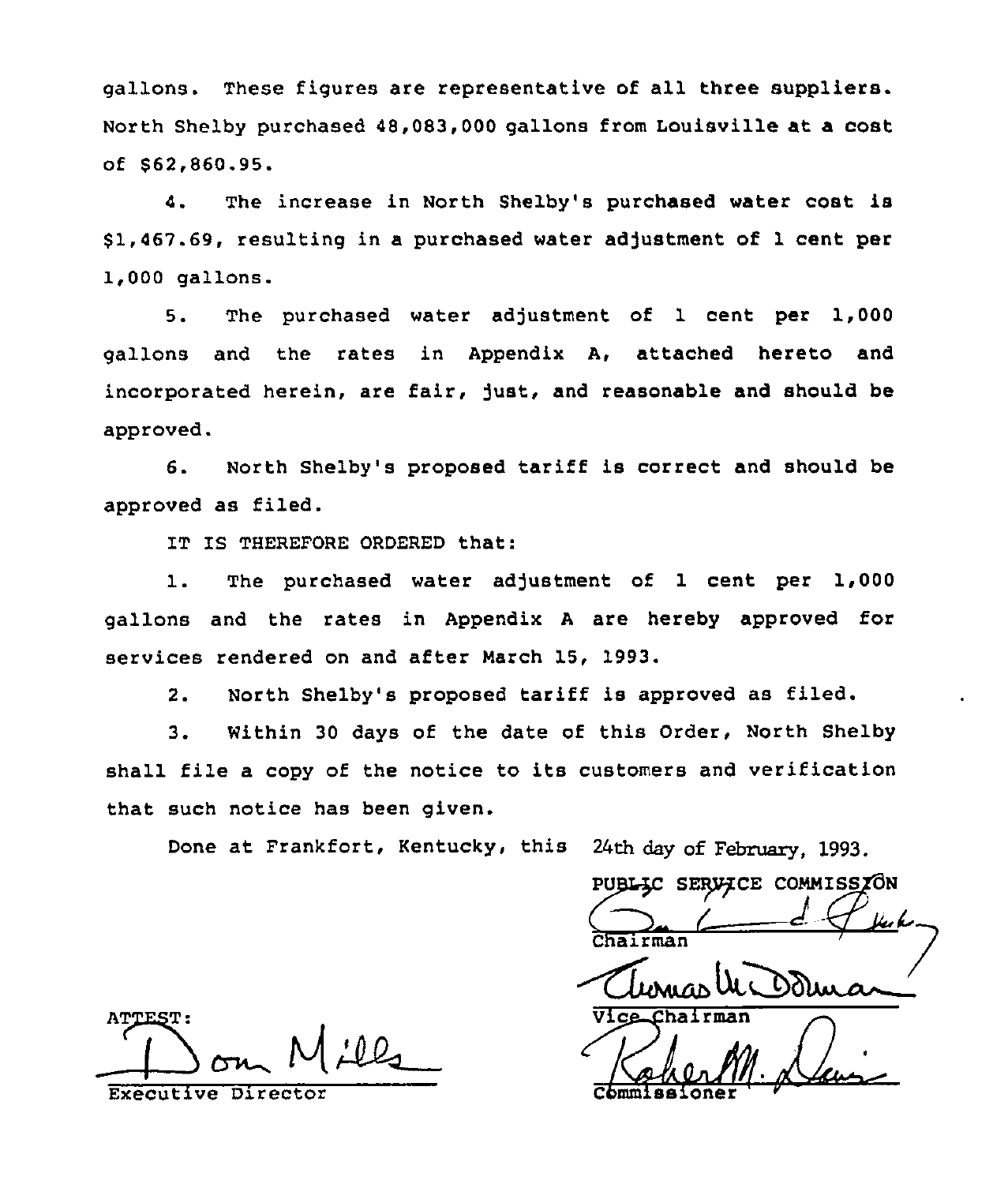gallons. These figures are representative of all three suppliers. North Shelby purchased 48,083,000 gallons from Louisville at a cost of $62,860.95.

4. The increase in North Shelby's purchased water cost is $1,467.69, resulting in a purchased water adjustment of 1 cent per 1,000 gallons.

5. The purchased water adjustment of 1 cent per 1,000 gallons and the rates in Appendix A, attached hereto and incorporated herein, are fair, just, and reasonable and should be approved.

6. North Shelby's proposed tariff is correct and should be approved as filed.

IT IS THEREFORE ORDERED that:

1. The purchased water adjustment of 1 cent per 1,000 gallons and the rates in Appendix A are hereby approved for services rendered on and after March 15, 1993.

2. North Shelby's proposed tariff is approved as filed.

3. Within 30 days of the date of this Order, North Shelby shall file a copy of the notice to its customers and verification that such notice has been given.

Done at Frankfort, Kentucky, this 24th day of February, 1993.

PUBLIC SERVICE COMMISSION

Chairman

Vice Chairman

Commissioner

ATTEST:

Executive Director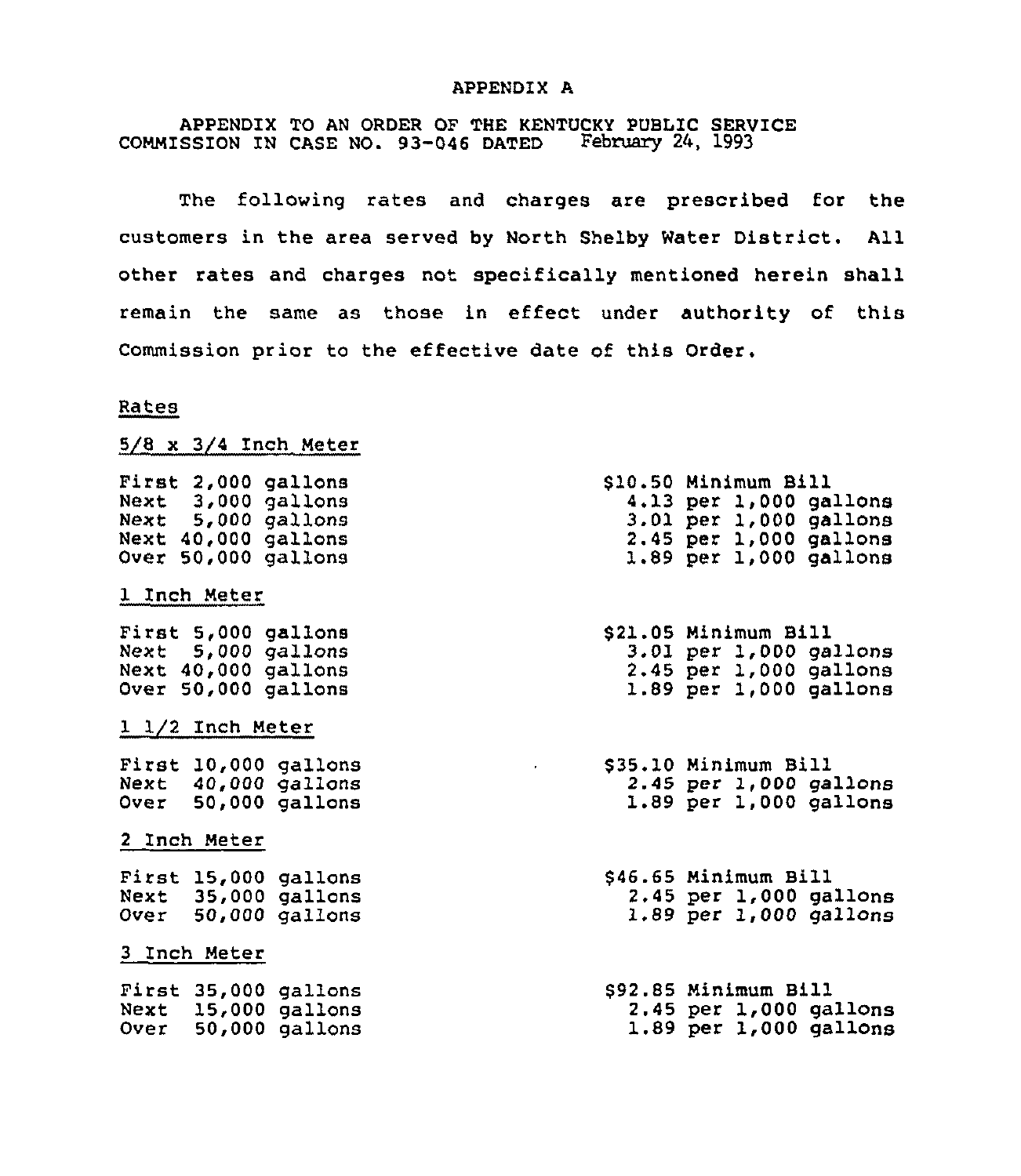# APPENDIX A

APPENDIX TO AN ORDER OF THE KENTUCKY PUBLIC SERVICE COMMISSION IN CASE NO. 93-046 DATED February 24, 1993

The following rates and charges are prescribed for the customers in the area served by North Shelby Water District. All other rates and charges not specifically mentioned herein shall remain the same as those in effect under authority of this Commission prior to the effective date of this Order.

Rates

5/8 x 3/4 Inch Meter

| | |
|---|---|
| First 2,000 gallons | $10.50 Minimum Bill |
| Next 3,000 gallons | 4.13 per 1,000 gallons |
| Next 5,000 gallons | 3.01 per 1,000 gallons |
| Next 40,000 gallons | 2.45 per 1,000 gallons |
| Over 50,000 gallons | 1.89 per 1,000 gallons |

1 Inch Meter

| | |
|---|---|
| First 5,000 gallons | $21.05 Minimum Bill |
| Next 5,000 gallons | 3.01 per 1,000 gallons |
| Next 40,000 gallons | 2.45 per 1,000 gallons |
| Over 50,000 gallons | 1.89 per 1,000 gallons |

1 1/2 Inch Meter

| | |
|---|---|
| First 10,000 gallons | $35.10 Minimum Bill |
| Next 40,000 gallons | 2.45 per 1,000 gallons |
| Over 50,000 gallons | 1.89 per 1,000 gallons |

2 Inch Meter

| | |
|---|---|
| First 15,000 gallons | $46.65 Minimum Bill |
| Next 35,000 gallons | 2.45 per 1,000 gallons |
| Over 50,000 gallons | 1.89 per 1,000 gallons |

3 Inch Meter

| | |
|---|---|
| First 35,000 gallons | $92.85 Minimum Bill |
| Next 15,000 gallons | 2.45 per 1,000 gallons |
| Over 50,000 gallons | 1.89 per 1,000 gallons |